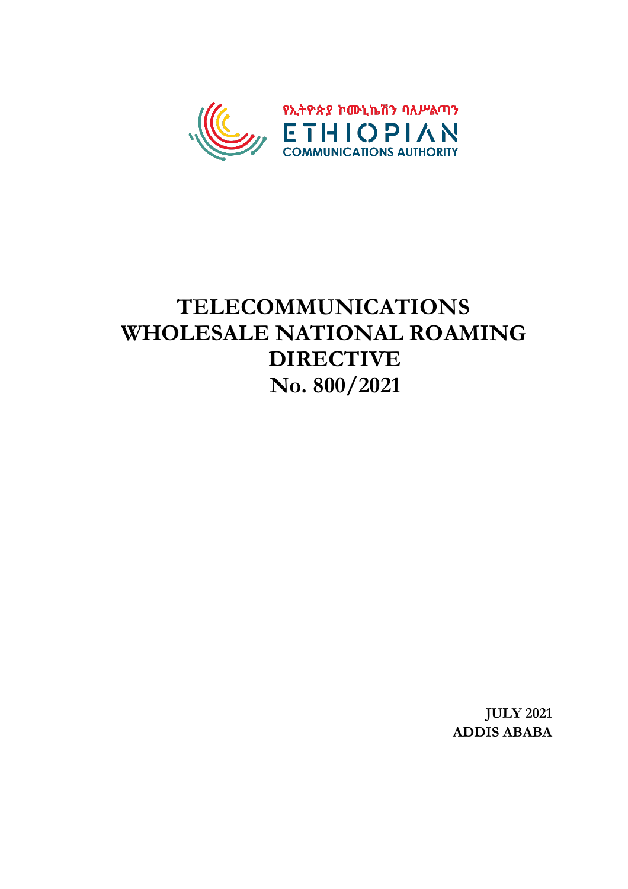የኢትዮጵያ ኮሙኒኬሽን ባለሥልጣን

ETHIOPIAN

COMMUNICATIONS AUTHORITY

# TELECOMMUNICATIONS WHOLESALE NATIONAL ROAMING DIRECTIVE No. 800/2021

**JULY 2021**
**ADDIS ABABA**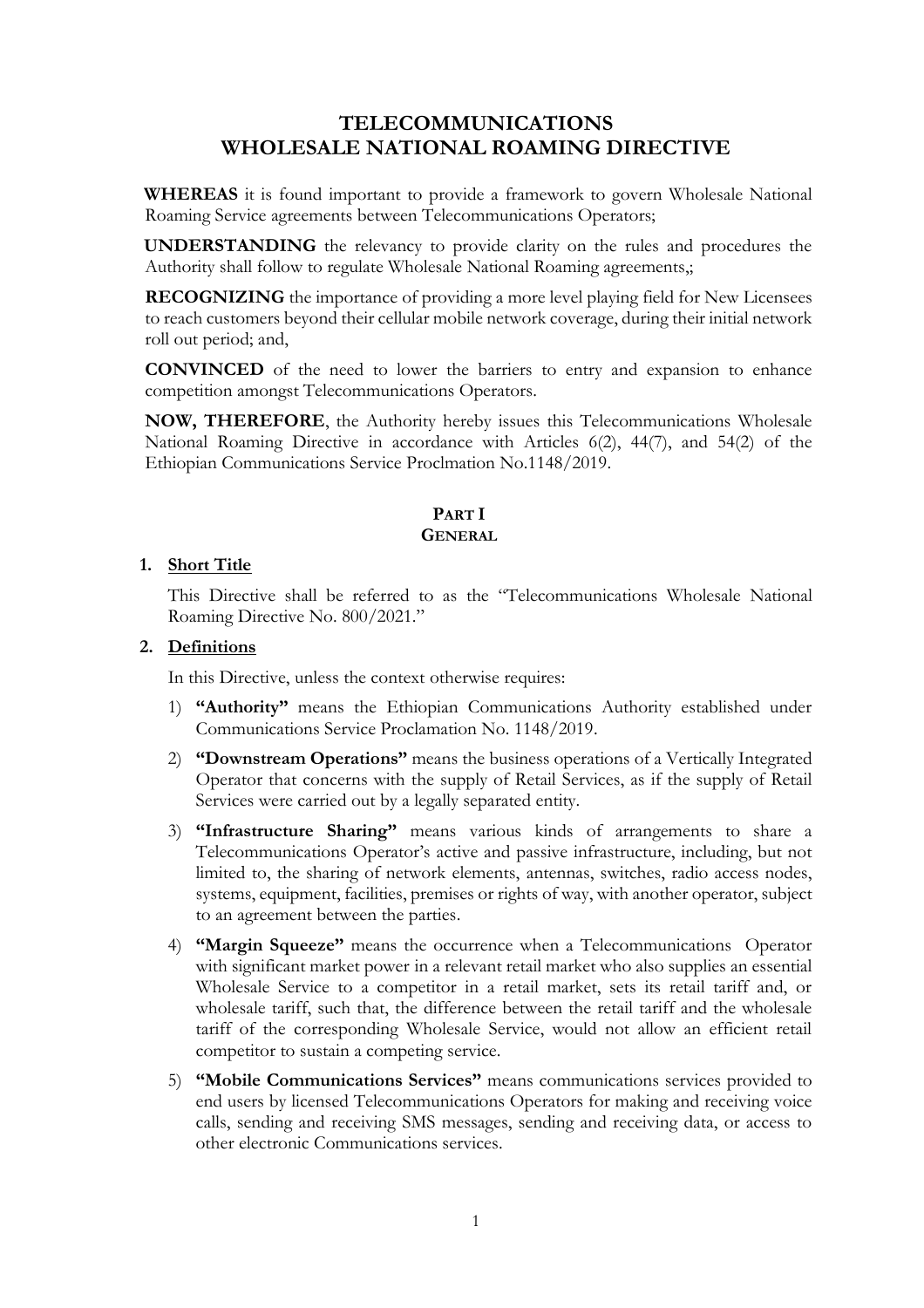# TELECOMMUNICATIONS WHOLESALE NATIONAL ROAMING DIRECTIVE

**WHEREAS** it is found important to provide a framework to govern Wholesale National Roaming Service agreements between Telecommunications Operators;

**UNDERSTANDING** the relevancy to provide clarity on the rules and procedures the Authority shall follow to regulate Wholesale National Roaming agreements,;

**RECOGNIZING** the importance of providing a more level playing field for New Licensees to reach customers beyond their cellular mobile network coverage, during their initial network roll out period; and,

**CONVINCED** of the need to lower the barriers to entry and expansion to enhance competition amongst Telecommunications Operators.

**NOW, THEREFORE**, the Authority hereby issues this Telecommunications Wholesale National Roaming Directive in accordance with Articles 6(2), 44(7), and 54(2) of the Ethiopian Communications Service Proclmation No.1148/2019.

## PART I
## GENERAL

### 1. Short Title

This Directive shall be referred to as the "Telecommunications Wholesale National Roaming Directive No. 800/2021."

### 2. Definitions

In this Directive, unless the context otherwise requires:

1) **"Authority"** means the Ethiopian Communications Authority established under Communications Service Proclamation No. 1148/2019.

2) **"Downstream Operations"** means the business operations of a Vertically Integrated Operator that concerns with the supply of Retail Services, as if the supply of Retail Services were carried out by a legally separated entity.

3) **"Infrastructure Sharing"** means various kinds of arrangements to share a Telecommunications Operator's active and passive infrastructure, including, but not limited to, the sharing of network elements, antennas, switches, radio access nodes, systems, equipment, facilities, premises or rights of way, with another operator, subject to an agreement between the parties.

4) **"Margin Squeeze"** means the occurrence when a Telecommunications Operator with significant market power in a relevant retail market who also supplies an essential Wholesale Service to a competitor in a retail market, sets its retail tariff and, or wholesale tariff, such that, the difference between the retail tariff and the wholesale tariff of the corresponding Wholesale Service, would not allow an efficient retail competitor to sustain a competing service.

5) **"Mobile Communications Services"** means communications services provided to end users by licensed Telecommunications Operators for making and receiving voice calls, sending and receiving SMS messages, sending and receiving data, or access to other electronic Communications services.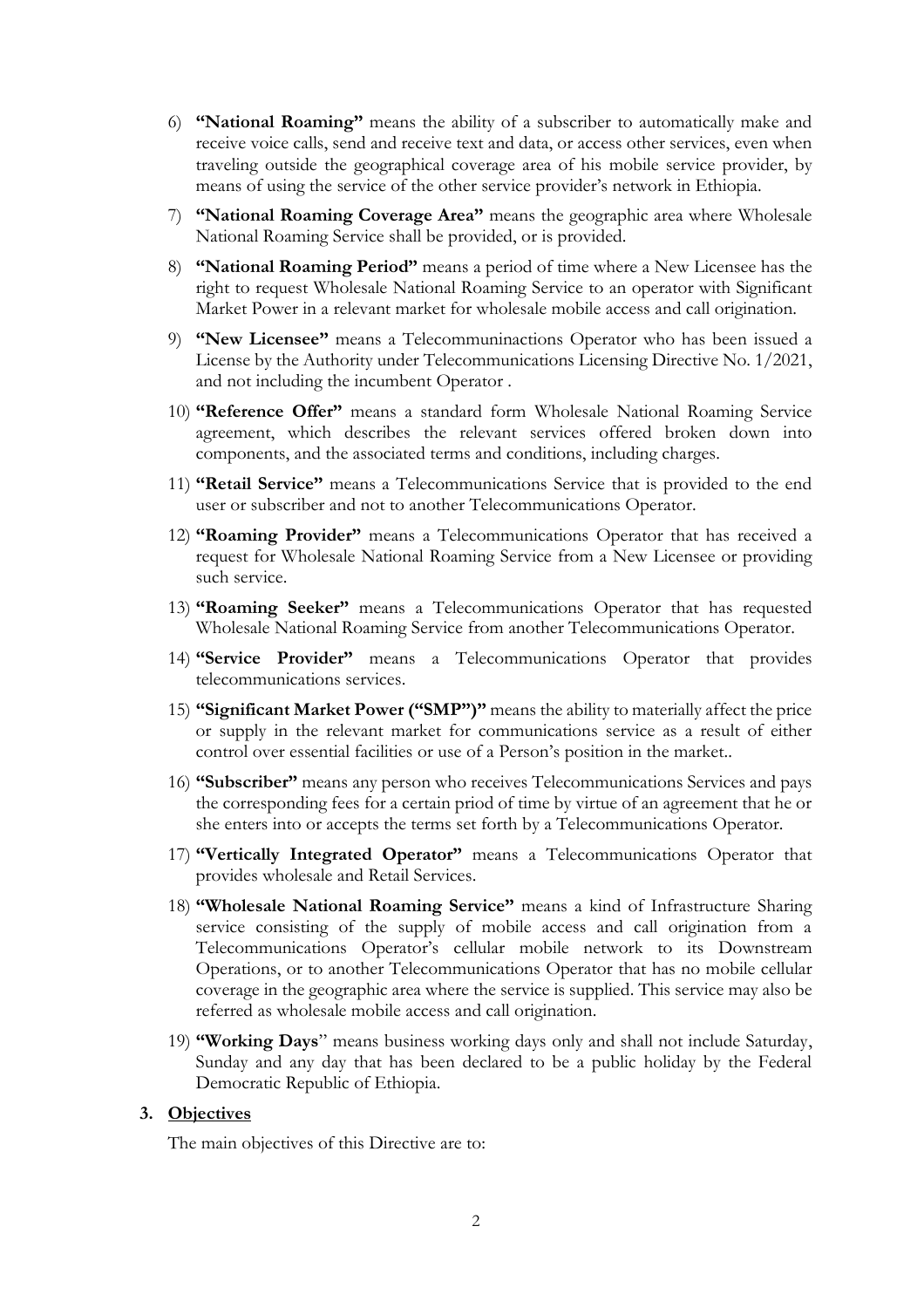6) **"National Roaming"** means the ability of a subscriber to automatically make and receive voice calls, send and receive text and data, or access other services, even when traveling outside the geographical coverage area of his mobile service provider, by means of using the service of the other service provider's network in Ethiopia.

7) **"National Roaming Coverage Area"** means the geographic area where Wholesale National Roaming Service shall be provided, or is provided.

8) **"National Roaming Period"** means a period of time where a New Licensee has the right to request Wholesale National Roaming Service to an operator with Significant Market Power in a relevant market for wholesale mobile access and call origination.

9) **"New Licensee"** means a Telecommuninactions Operator who has been issued a License by the Authority under Telecommunications Licensing Directive No. 1/2021, and not including the incumbent Operator .

10) **"Reference Offer"** means a standard form Wholesale National Roaming Service agreement, which describes the relevant services offered broken down into components, and the associated terms and conditions, including charges.

11) **"Retail Service"** means a Telecommunications Service that is provided to the end user or subscriber and not to another Telecommunications Operator.

12) **"Roaming Provider"** means a Telecommunications Operator that has received a request for Wholesale National Roaming Service from a New Licensee or providing such service.

13) **"Roaming Seeker"** means a Telecommunications Operator that has requested Wholesale National Roaming Service from another Telecommunications Operator.

14) **"Service Provider"** means a Telecommunications Operator that provides telecommunications services.

15) **"Significant Market Power ("SMP")"** means the ability to materially affect the price or supply in the relevant market for communications service as a result of either control over essential facilities or use of a Person's position in the market..

16) **"Subscriber"** means any person who receives Telecommunications Services and pays the corresponding fees for a certain priod of time by virtue of an agreement that he or she enters into or accepts the terms set forth by a Telecommunications Operator.

17) **"Vertically Integrated Operator"** means a Telecommunications Operator that provides wholesale and Retail Services.

18) **"Wholesale National Roaming Service"** means a kind of Infrastructure Sharing service consisting of the supply of mobile access and call origination from a Telecommunications Operator's cellular mobile network to its Downstream Operations, or to another Telecommunications Operator that has no mobile cellular coverage in the geographic area where the service is supplied. This service may also be referred as wholesale mobile access and call origination.

19) **"Working Days"** means business working days only and shall not include Saturday, Sunday and any day that has been declared to be a public holiday by the Federal Democratic Republic of Ethiopia.

**3. Objectives**

The main objectives of this Directive are to: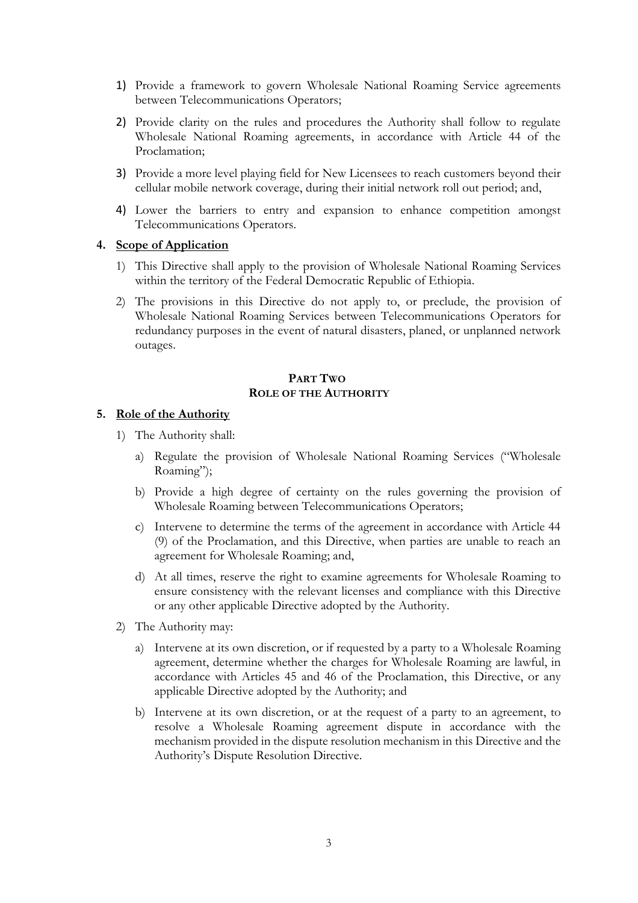1) Provide a framework to govern Wholesale National Roaming Service agreements between Telecommunications Operators;

2) Provide clarity on the rules and procedures the Authority shall follow to regulate Wholesale National Roaming agreements, in accordance with Article 44 of the Proclamation;

3) Provide a more level playing field for New Licensees to reach customers beyond their cellular mobile network coverage, during their initial network roll out period; and,

4) Lower the barriers to entry and expansion to enhance competition amongst Telecommunications Operators.

## 4. <u>Scope of Application</u>

1) This Directive shall apply to the provision of Wholesale National Roaming Services within the territory of the Federal Democratic Republic of Ethiopia.

2) The provisions in this Directive do not apply to, or preclude, the provision of Wholesale National Roaming Services between Telecommunications Operators for redundancy purposes in the event of natural disasters, planed, or unplanned network outages.

## PART TWO
## ROLE OF THE AUTHORITY

## 5. <u>Role of the Authority</u>

1) The Authority shall:

   a) Regulate the provision of Wholesale National Roaming Services ("Wholesale Roaming");

   b) Provide a high degree of certainty on the rules governing the provision of Wholesale Roaming between Telecommunications Operators;

   c) Intervene to determine the terms of the agreement in accordance with Article 44 (9) of the Proclamation, and this Directive, when parties are unable to reach an agreement for Wholesale Roaming; and,

   d) At all times, reserve the right to examine agreements for Wholesale Roaming to ensure consistency with the relevant licenses and compliance with this Directive or any other applicable Directive adopted by the Authority.

2) The Authority may:

   a) Intervene at its own discretion, or if requested by a party to a Wholesale Roaming agreement, determine whether the charges for Wholesale Roaming are lawful, in accordance with Articles 45 and 46 of the Proclamation, this Directive, or any applicable Directive adopted by the Authority; and

   b) Intervene at its own discretion, or at the request of a party to an agreement, to resolve a Wholesale Roaming agreement dispute in accordance with the mechanism provided in the dispute resolution mechanism in this Directive and the Authority's Dispute Resolution Directive.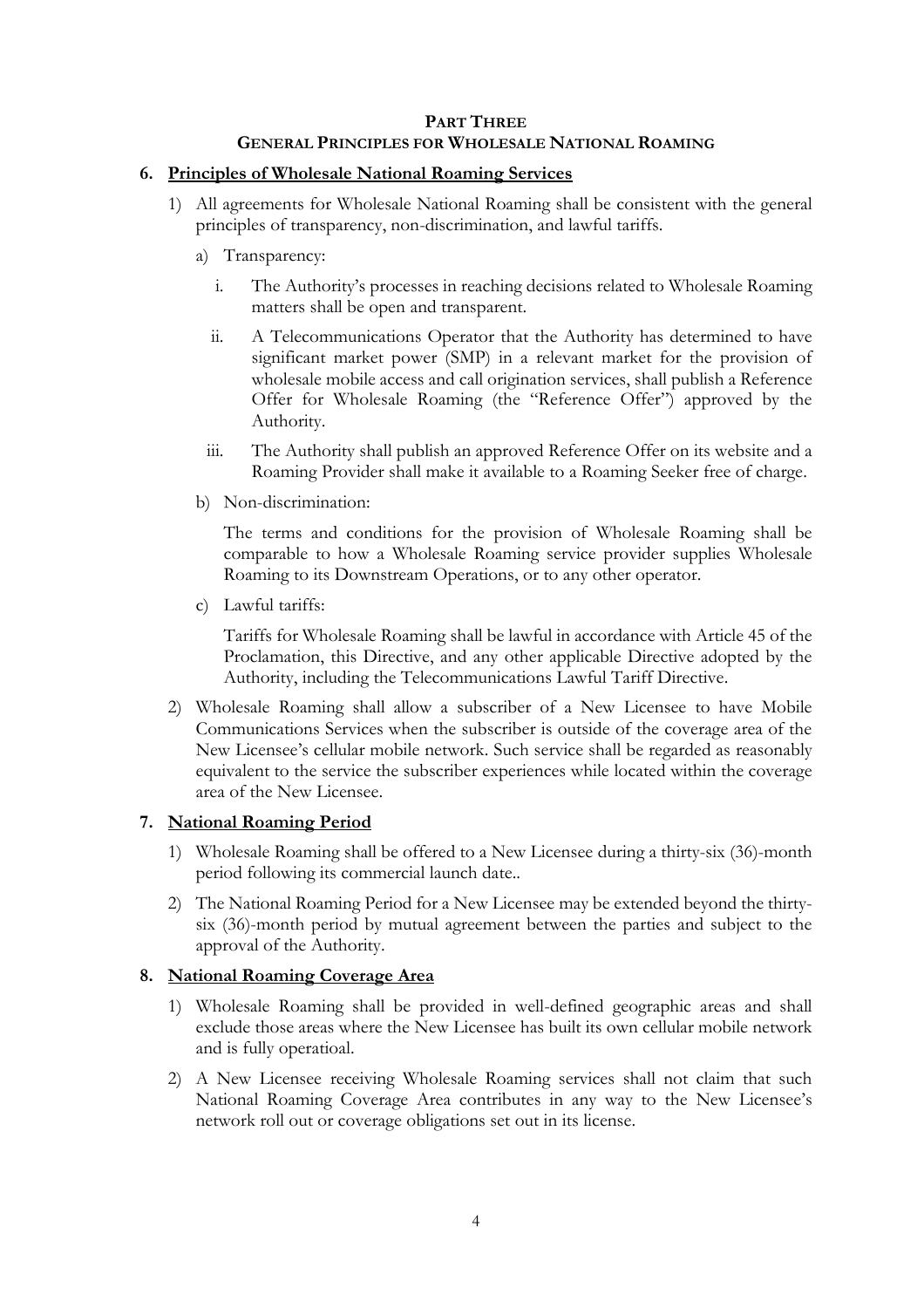# PART THREE
## GENERAL PRINCIPLES FOR WHOLESALE NATIONAL ROAMING

### 6. Principles of Wholesale National Roaming Services

1) All agreements for Wholesale National Roaming shall be consistent with the general principles of transparency, non-discrimination, and lawful tariffs.

   a) Transparency:

      i. The Authority's processes in reaching decisions related to Wholesale Roaming matters shall be open and transparent.

      ii. A Telecommunications Operator that the Authority has determined to have significant market power (SMP) in a relevant market for the provision of wholesale mobile access and call origination services, shall publish a Reference Offer for Wholesale Roaming (the "Reference Offer") approved by the Authority.

      iii. The Authority shall publish an approved Reference Offer on its website and a Roaming Provider shall make it available to a Roaming Seeker free of charge.

   b) Non-discrimination:

      The terms and conditions for the provision of Wholesale Roaming shall be comparable to how a Wholesale Roaming service provider supplies Wholesale Roaming to its Downstream Operations, or to any other operator.

   c) Lawful tariffs:

      Tariffs for Wholesale Roaming shall be lawful in accordance with Article 45 of the Proclamation, this Directive, and any other applicable Directive adopted by the Authority, including the Telecommunications Lawful Tariff Directive.

2) Wholesale Roaming shall allow a subscriber of a New Licensee to have Mobile Communications Services when the subscriber is outside of the coverage area of the New Licensee's cellular mobile network. Such service shall be regarded as reasonably equivalent to the service the subscriber experiences while located within the coverage area of the New Licensee.

### 7. National Roaming Period

1) Wholesale Roaming shall be offered to a New Licensee during a thirty-six (36)-month period following its commercial launch date..

2) The National Roaming Period for a New Licensee may be extended beyond the thirty-six (36)-month period by mutual agreement between the parties and subject to the approval of the Authority.

### 8. National Roaming Coverage Area

1) Wholesale Roaming shall be provided in well-defined geographic areas and shall exclude those areas where the New Licensee has built its own cellular mobile network and is fully operatioal.

2) A New Licensee receiving Wholesale Roaming services shall not claim that such National Roaming Coverage Area contributes in any way to the New Licensee's network roll out or coverage obligations set out in its license.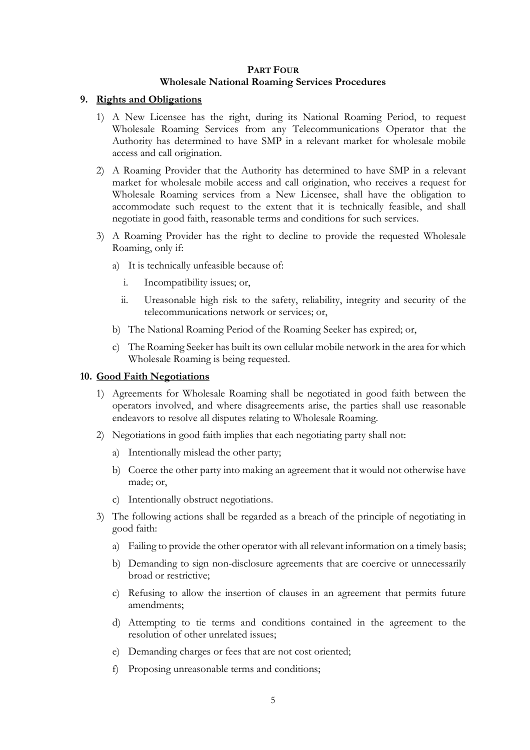## PART FOUR
## Wholesale National Roaming Services Procedures

### 9. Rights and Obligations

1) A New Licensee has the right, during its National Roaming Period, to request Wholesale Roaming Services from any Telecommunications Operator that the Authority has determined to have SMP in a relevant market for wholesale mobile access and call origination.

2) A Roaming Provider that the Authority has determined to have SMP in a relevant market for wholesale mobile access and call origination, who receives a request for Wholesale Roaming services from a New Licensee, shall have the obligation to accommodate such request to the extent that it is technically feasible, and shall negotiate in good faith, reasonable terms and conditions for such services.

3) A Roaming Provider has the right to decline to provide the requested Wholesale Roaming, only if:

   a) It is technically unfeasible because of:

      i. Incompatibility issues; or,

      ii. Ureasonable high risk to the safety, reliability, integrity and security of the telecommunications network or services; or,

   b) The National Roaming Period of the Roaming Seeker has expired; or,

   c) The Roaming Seeker has built its own cellular mobile network in the area for which Wholesale Roaming is being requested.

### 10. Good Faith Negotiations

1) Agreements for Wholesale Roaming shall be negotiated in good faith between the operators involved, and where disagreements arise, the parties shall use reasonable endeavors to resolve all disputes relating to Wholesale Roaming.

2) Negotiations in good faith implies that each negotiating party shall not:

   a) Intentionally mislead the other party;

   b) Coerce the other party into making an agreement that it would not otherwise have made; or,

   c) Intentionally obstruct negotiations.

3) The following actions shall be regarded as a breach of the principle of negotiating in good faith:

   a) Failing to provide the other operator with all relevant information on a timely basis;

   b) Demanding to sign non-disclosure agreements that are coercive or unnecessarily broad or restrictive;

   c) Refusing to allow the insertion of clauses in an agreement that permits future amendments;

   d) Attempting to tie terms and conditions contained in the agreement to the resolution of other unrelated issues;

   e) Demanding charges or fees that are not cost oriented;

   f) Proposing unreasonable terms and conditions;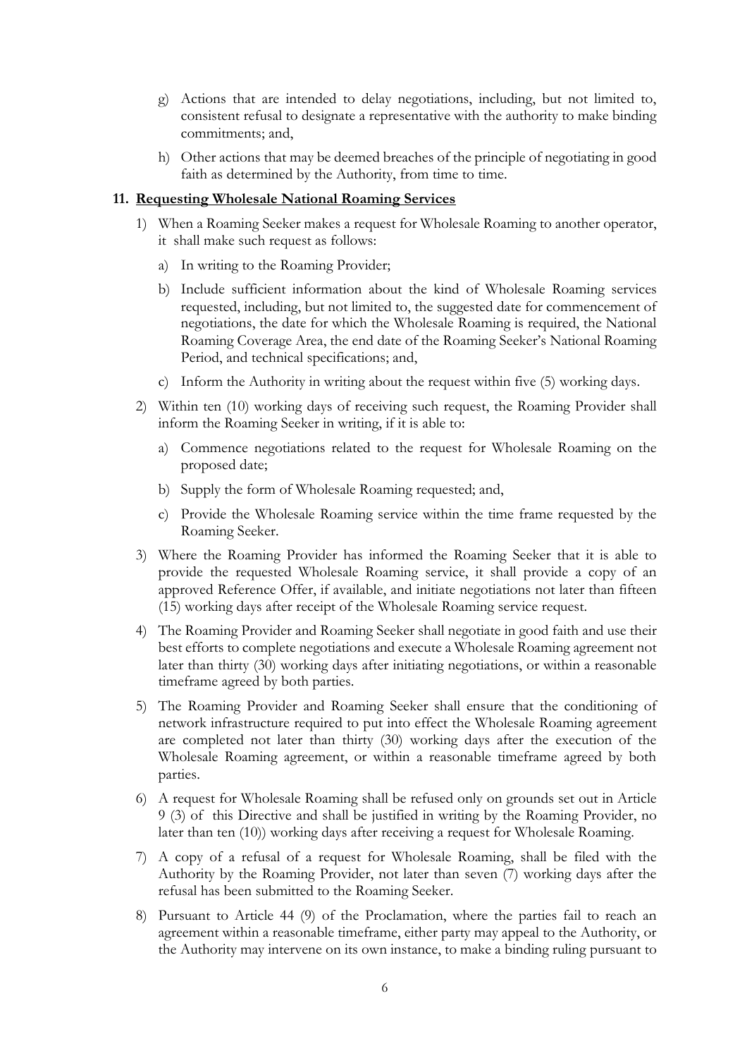g) Actions that are intended to delay negotiations, including, but not limited to, consistent refusal to designate a representative with the authority to make binding commitments; and,

h) Other actions that may be deemed breaches of the principle of negotiating in good faith as determined by the Authority, from time to time.

**11. Requesting Wholesale National Roaming Services**

1) When a Roaming Seeker makes a request for Wholesale Roaming to another operator, it shall make such request as follows:

   a) In writing to the Roaming Provider;

   b) Include sufficient information about the kind of Wholesale Roaming services requested, including, but not limited to, the suggested date for commencement of negotiations, the date for which the Wholesale Roaming is required, the National Roaming Coverage Area, the end date of the Roaming Seeker's National Roaming Period, and technical specifications; and,

   c) Inform the Authority in writing about the request within five (5) working days.

2) Within ten (10) working days of receiving such request, the Roaming Provider shall inform the Roaming Seeker in writing, if it is able to:

   a) Commence negotiations related to the request for Wholesale Roaming on the proposed date;

   b) Supply the form of Wholesale Roaming requested; and,

   c) Provide the Wholesale Roaming service within the time frame requested by the Roaming Seeker.

3) Where the Roaming Provider has informed the Roaming Seeker that it is able to provide the requested Wholesale Roaming service, it shall provide a copy of an approved Reference Offer, if available, and initiate negotiations not later than fifteen (15) working days after receipt of the Wholesale Roaming service request.

4) The Roaming Provider and Roaming Seeker shall negotiate in good faith and use their best efforts to complete negotiations and execute a Wholesale Roaming agreement not later than thirty (30) working days after initiating negotiations, or within a reasonable timeframe agreed by both parties.

5) The Roaming Provider and Roaming Seeker shall ensure that the conditioning of network infrastructure required to put into effect the Wholesale Roaming agreement are completed not later than thirty (30) working days after the execution of the Wholesale Roaming agreement, or within a reasonable timeframe agreed by both parties.

6) A request for Wholesale Roaming shall be refused only on grounds set out in Article 9 (3) of this Directive and shall be justified in writing by the Roaming Provider, no later than ten (10)) working days after receiving a request for Wholesale Roaming.

7) A copy of a refusal of a request for Wholesale Roaming, shall be filed with the Authority by the Roaming Provider, not later than seven (7) working days after the refusal has been submitted to the Roaming Seeker.

8) Pursuant to Article 44 (9) of the Proclamation, where the parties fail to reach an agreement within a reasonable timeframe, either party may appeal to the Authority, or the Authority may intervene on its own instance, to make a binding ruling pursuant to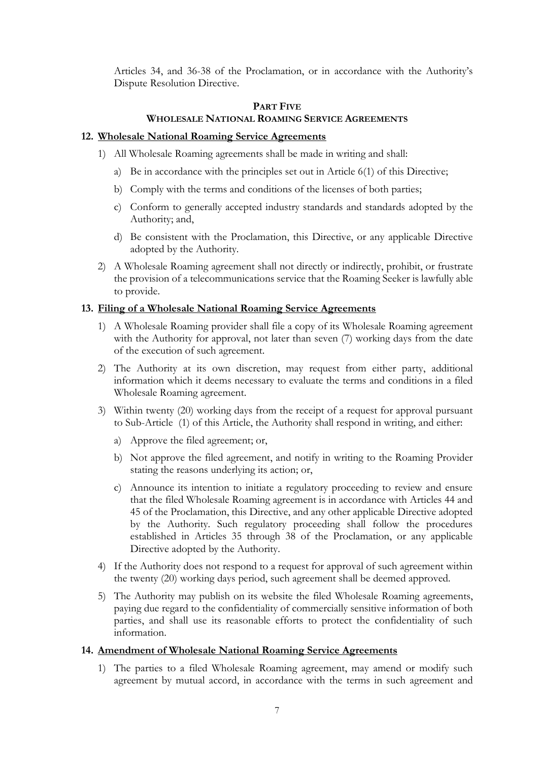Articles 34, and 36-38 of the Proclamation, or in accordance with the Authority's Dispute Resolution Directive.

## PART FIVE
## WHOLESALE NATIONAL ROAMING SERVICE AGREEMENTS

### 12. Wholesale National Roaming Service Agreements

1) All Wholesale Roaming agreements shall be made in writing and shall:

   a) Be in accordance with the principles set out in Article 6(1) of this Directive;

   b) Comply with the terms and conditions of the licenses of both parties;

   c) Conform to generally accepted industry standards and standards adopted by the Authority; and,

   d) Be consistent with the Proclamation, this Directive, or any applicable Directive adopted by the Authority.

2) A Wholesale Roaming agreement shall not directly or indirectly, prohibit, or frustrate the provision of a telecommunications service that the Roaming Seeker is lawfully able to provide.

### 13. Filing of a Wholesale National Roaming Service Agreements

1) A Wholesale Roaming provider shall file a copy of its Wholesale Roaming agreement with the Authority for approval, not later than seven (7) working days from the date of the execution of such agreement.

2) The Authority at its own discretion, may request from either party, additional information which it deems necessary to evaluate the terms and conditions in a filed Wholesale Roaming agreement.

3) Within twenty (20) working days from the receipt of a request for approval pursuant to Sub-Article (1) of this Article, the Authority shall respond in writing, and either:

   a) Approve the filed agreement; or,

   b) Not approve the filed agreement, and notify in writing to the Roaming Provider stating the reasons underlying its action; or,

   c) Announce its intention to initiate a regulatory proceeding to review and ensure that the filed Wholesale Roaming agreement is in accordance with Articles 44 and 45 of the Proclamation, this Directive, and any other applicable Directive adopted by the Authority. Such regulatory proceeding shall follow the procedures established in Articles 35 through 38 of the Proclamation, or any applicable Directive adopted by the Authority.

4) If the Authority does not respond to a request for approval of such agreement within the twenty (20) working days period, such agreement shall be deemed approved.

5) The Authority may publish on its website the filed Wholesale Roaming agreements, paying due regard to the confidentiality of commercially sensitive information of both parties, and shall use its reasonable efforts to protect the confidentiality of such information.

### 14. Amendment of Wholesale National Roaming Service Agreements

1) The parties to a filed Wholesale Roaming agreement, may amend or modify such agreement by mutual accord, in accordance with the terms in such agreement and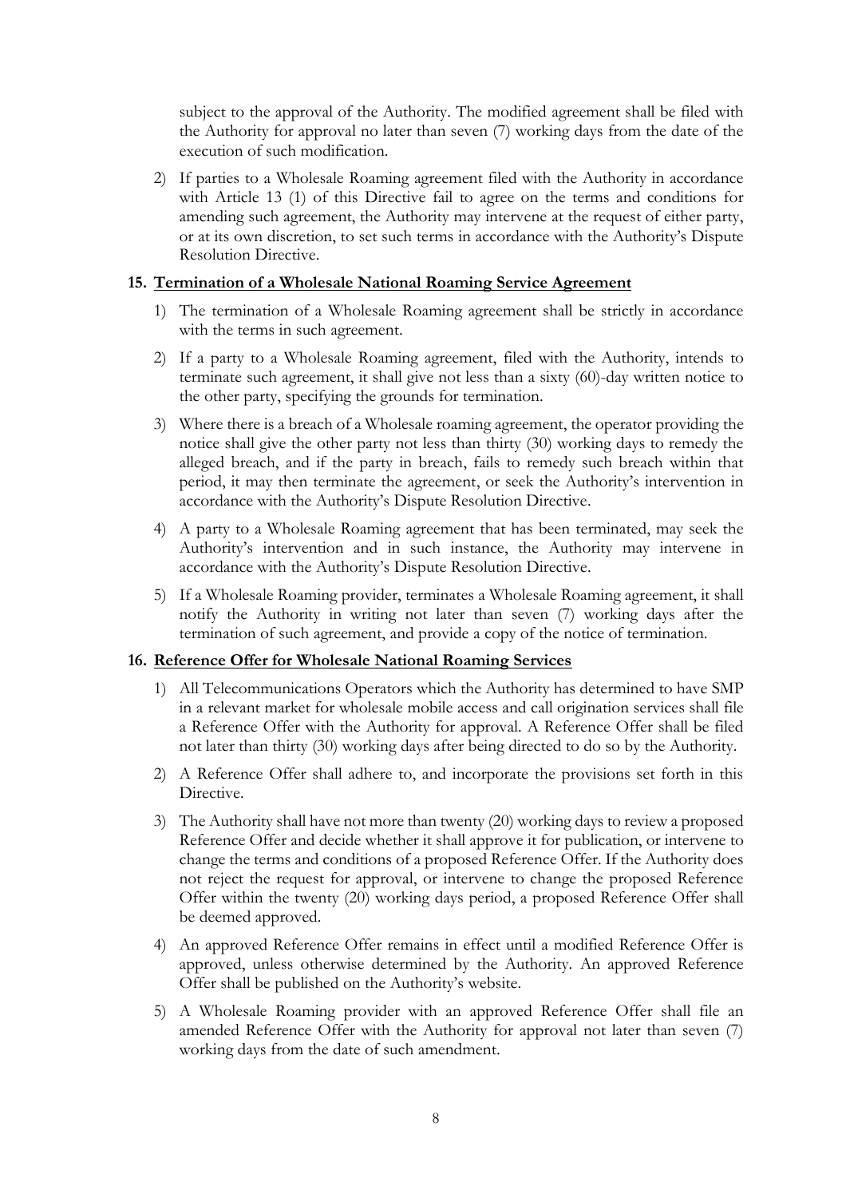subject to the approval of the Authority. The modified agreement shall be filed with the Authority for approval no later than seven (7) working days from the date of the execution of such modification.

2) If parties to a Wholesale Roaming agreement filed with the Authority in accordance with Article 13 (1) of this Directive fail to agree on the terms and conditions for amending such agreement, the Authority may intervene at the request of either party, or at its own discretion, to set such terms in accordance with the Authority's Dispute Resolution Directive.

### 15. Termination of a Wholesale National Roaming Service Agreement

1) The termination of a Wholesale Roaming agreement shall be strictly in accordance with the terms in such agreement.

2) If a party to a Wholesale Roaming agreement, filed with the Authority, intends to terminate such agreement, it shall give not less than a sixty (60)-day written notice to the other party, specifying the grounds for termination.

3) Where there is a breach of a Wholesale roaming agreement, the operator providing the notice shall give the other party not less than thirty (30) working days to remedy the alleged breach, and if the party in breach, fails to remedy such breach within that period, it may then terminate the agreement, or seek the Authority's intervention in accordance with the Authority's Dispute Resolution Directive.

4) A party to a Wholesale Roaming agreement that has been terminated, may seek the Authority's intervention and in such instance, the Authority may intervene in accordance with the Authority's Dispute Resolution Directive.

5) If a Wholesale Roaming provider, terminates a Wholesale Roaming agreement, it shall notify the Authority in writing not later than seven (7) working days after the termination of such agreement, and provide a copy of the notice of termination.

### 16. Reference Offer for Wholesale National Roaming Services

1) All Telecommunications Operators which the Authority has determined to have SMP in a relevant market for wholesale mobile access and call origination services shall file a Reference Offer with the Authority for approval. A Reference Offer shall be filed not later than thirty (30) working days after being directed to do so by the Authority.

2) A Reference Offer shall adhere to, and incorporate the provisions set forth in this Directive.

3) The Authority shall have not more than twenty (20) working days to review a proposed Reference Offer and decide whether it shall approve it for publication, or intervene to change the terms and conditions of a proposed Reference Offer. If the Authority does not reject the request for approval, or intervene to change the proposed Reference Offer within the twenty (20) working days period, a proposed Reference Offer shall be deemed approved.

4) An approved Reference Offer remains in effect until a modified Reference Offer is approved, unless otherwise determined by the Authority. An approved Reference Offer shall be published on the Authority's website.

5) A Wholesale Roaming provider with an approved Reference Offer shall file an amended Reference Offer with the Authority for approval not later than seven (7) working days from the date of such amendment.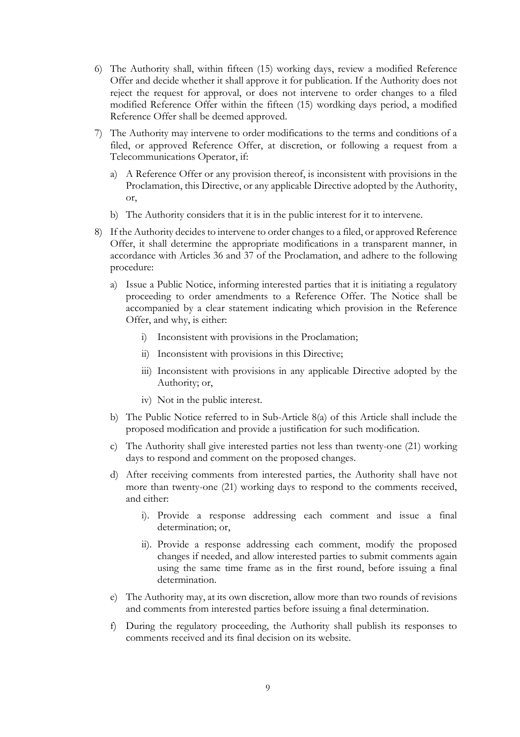6) The Authority shall, within fifteen (15) working days, review a modified Reference Offer and decide whether it shall approve it for publication. If the Authority does not reject the request for approval, or does not intervene to order changes to a filed modified Reference Offer within the fifteen (15) wordking days period, a modified Reference Offer shall be deemed approved.

7) The Authority may intervene to order modifications to the terms and conditions of a filed, or approved Reference Offer, at discretion, or following a request from a Telecommunications Operator, if:

   a) A Reference Offer or any provision thereof, is inconsistent with provisions in the Proclamation, this Directive, or any applicable Directive adopted by the Authority, or,

   b) The Authority considers that it is in the public interest for it to intervene.

8) If the Authority decides to intervene to order changes to a filed, or approved Reference Offer, it shall determine the appropriate modifications in a transparent manner, in accordance with Articles 36 and 37 of the Proclamation, and adhere to the following procedure:

   a) Issue a Public Notice, informing interested parties that it is initiating a regulatory proceeding to order amendments to a Reference Offer. The Notice shall be accompanied by a clear statement indicating which provision in the Reference Offer, and why, is either:

      i) Inconsistent with provisions in the Proclamation;

      ii) Inconsistent with provisions in this Directive;

      iii) Inconsistent with provisions in any applicable Directive adopted by the Authority; or,

      iv) Not in the public interest.

   b) The Public Notice referred to in Sub-Article 8(a) of this Article shall include the proposed modification and provide a justification for such modification.

   c) The Authority shall give interested parties not less than twenty-one (21) working days to respond and comment on the proposed changes.

   d) After receiving comments from interested parties, the Authority shall have not more than twenty-one (21) working days to respond to the comments received, and either:

      i). Provide a response addressing each comment and issue a final determination; or,

      ii). Provide a response addressing each comment, modify the proposed changes if needed, and allow interested parties to submit comments again using the same time frame as in the first round, before issuing a final determination.

   e) The Authority may, at its own discretion, allow more than two rounds of revisions and comments from interested parties before issuing a final determination.

   f) During the regulatory proceeding, the Authority shall publish its responses to comments received and its final decision on its website.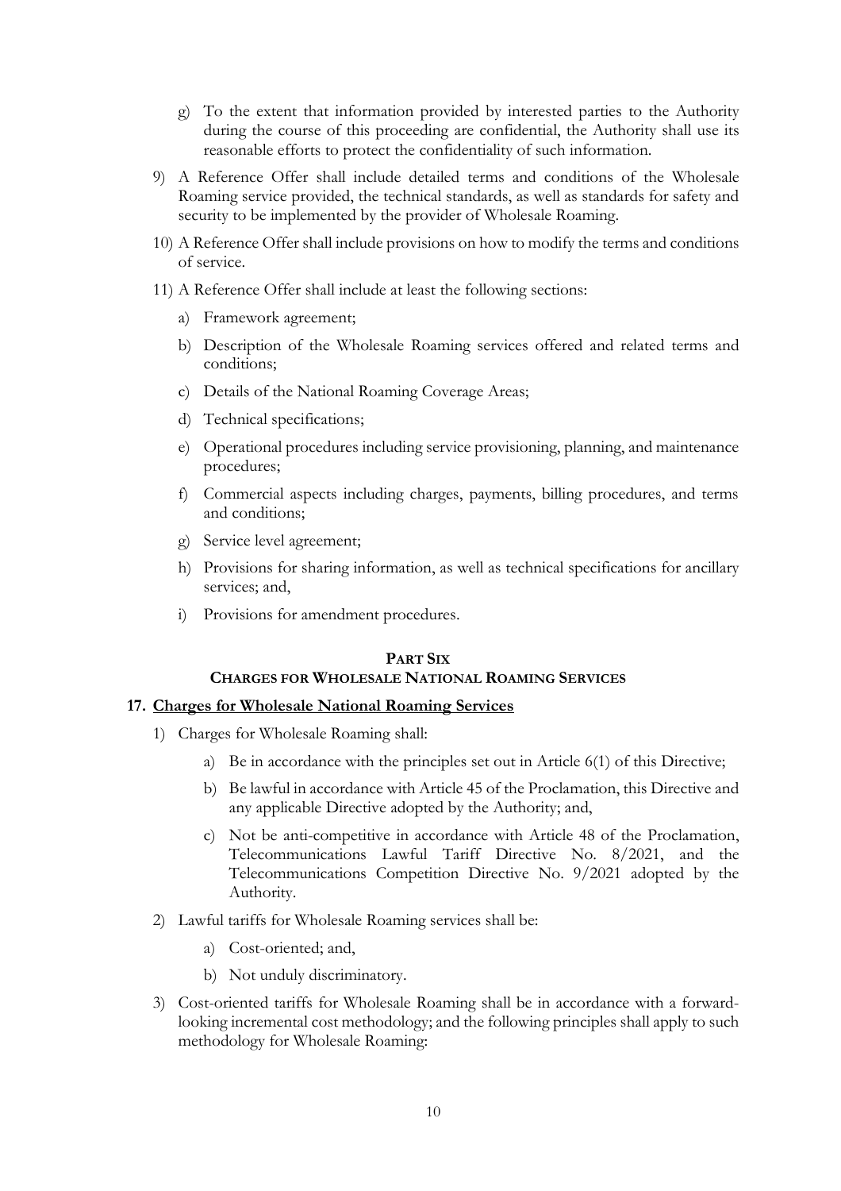g) To the extent that information provided by interested parties to the Authority during the course of this proceeding are confidential, the Authority shall use its reasonable efforts to protect the confidentiality of such information.

9) A Reference Offer shall include detailed terms and conditions of the Wholesale Roaming service provided, the technical standards, as well as standards for safety and security to be implemented by the provider of Wholesale Roaming.

10) A Reference Offer shall include provisions on how to modify the terms and conditions of service.

11) A Reference Offer shall include at least the following sections:

   a) Framework agreement;

   b) Description of the Wholesale Roaming services offered and related terms and conditions;

   c) Details of the National Roaming Coverage Areas;

   d) Technical specifications;

   e) Operational procedures including service provisioning, planning, and maintenance procedures;

   f) Commercial aspects including charges, payments, billing procedures, and terms and conditions;

   g) Service level agreement;

   h) Provisions for sharing information, as well as technical specifications for ancillary services; and,

   i) Provisions for amendment procedures.

## PART SIX
## CHARGES FOR WHOLESALE NATIONAL ROAMING SERVICES

### 17. Charges for Wholesale National Roaming Services

1) Charges for Wholesale Roaming shall:

   a) Be in accordance with the principles set out in Article 6(1) of this Directive;

   b) Be lawful in accordance with Article 45 of the Proclamation, this Directive and any applicable Directive adopted by the Authority; and,

   c) Not be anti-competitive in accordance with Article 48 of the Proclamation, Telecommunications Lawful Tariff Directive No. 8/2021, and the Telecommunications Competition Directive No. 9/2021 adopted by the Authority.

2) Lawful tariffs for Wholesale Roaming services shall be:

   a) Cost-oriented; and,

   b) Not unduly discriminatory.

3) Cost-oriented tariffs for Wholesale Roaming shall be in accordance with a forward-looking incremental cost methodology; and the following principles shall apply to such methodology for Wholesale Roaming: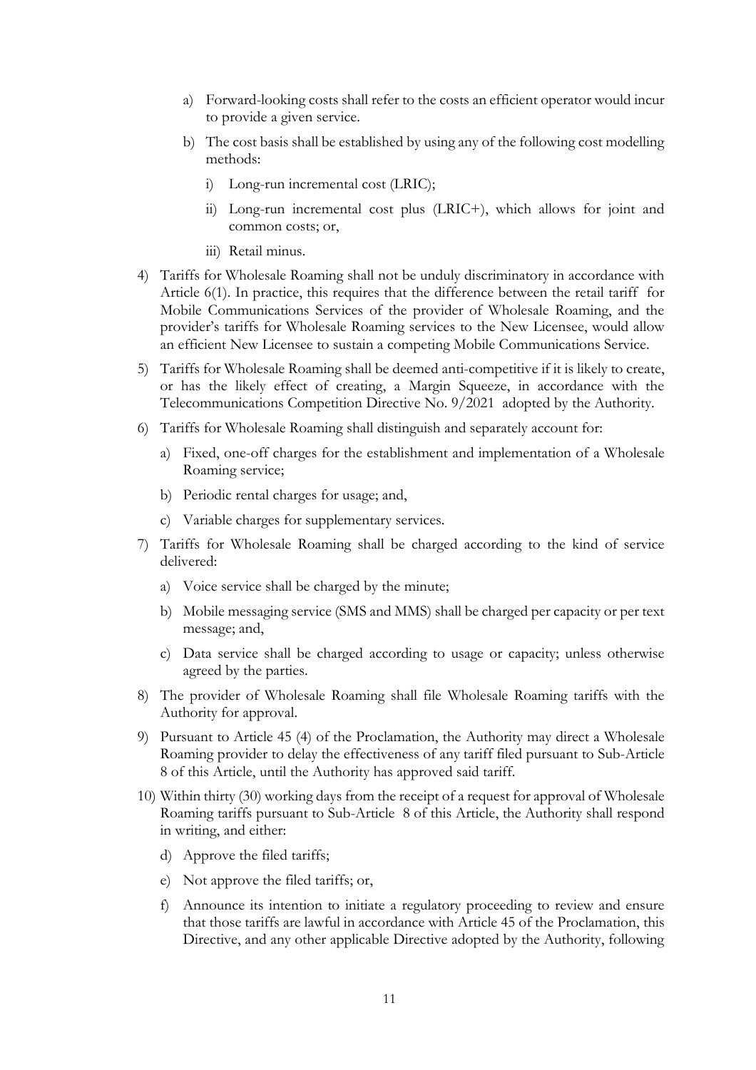a) Forward-looking costs shall refer to the costs an efficient operator would incur to provide a given service.

b) The cost basis shall be established by using any of the following cost modelling methods:

   i) Long-run incremental cost (LRIC);

   ii) Long-run incremental cost plus (LRIC+), which allows for joint and common costs; or,

   iii) Retail minus.

4) Tariffs for Wholesale Roaming shall not be unduly discriminatory in accordance with Article 6(1). In practice, this requires that the difference between the retail tariff for Mobile Communications Services of the provider of Wholesale Roaming, and the provider's tariffs for Wholesale Roaming services to the New Licensee, would allow an efficient New Licensee to sustain a competing Mobile Communications Service.

5) Tariffs for Wholesale Roaming shall be deemed anti-competitive if it is likely to create, or has the likely effect of creating, a Margin Squeeze, in accordance with the Telecommunications Competition Directive No. 9/2021 adopted by the Authority.

6) Tariffs for Wholesale Roaming shall distinguish and separately account for:

   a) Fixed, one-off charges for the establishment and implementation of a Wholesale Roaming service;

   b) Periodic rental charges for usage; and,

   c) Variable charges for supplementary services.

7) Tariffs for Wholesale Roaming shall be charged according to the kind of service delivered:

   a) Voice service shall be charged by the minute;

   b) Mobile messaging service (SMS and MMS) shall be charged per capacity or per text message; and,

   c) Data service shall be charged according to usage or capacity; unless otherwise agreed by the parties.

8) The provider of Wholesale Roaming shall file Wholesale Roaming tariffs with the Authority for approval.

9) Pursuant to Article 45 (4) of the Proclamation, the Authority may direct a Wholesale Roaming provider to delay the effectiveness of any tariff filed pursuant to Sub-Article 8 of this Article, until the Authority has approved said tariff.

10) Within thirty (30) working days from the receipt of a request for approval of Wholesale Roaming tariffs pursuant to Sub-Article 8 of this Article, the Authority shall respond in writing, and either:

   d) Approve the filed tariffs;

   e) Not approve the filed tariffs; or,

   f) Announce its intention to initiate a regulatory proceeding to review and ensure that those tariffs are lawful in accordance with Article 45 of the Proclamation, this Directive, and any other applicable Directive adopted by the Authority, following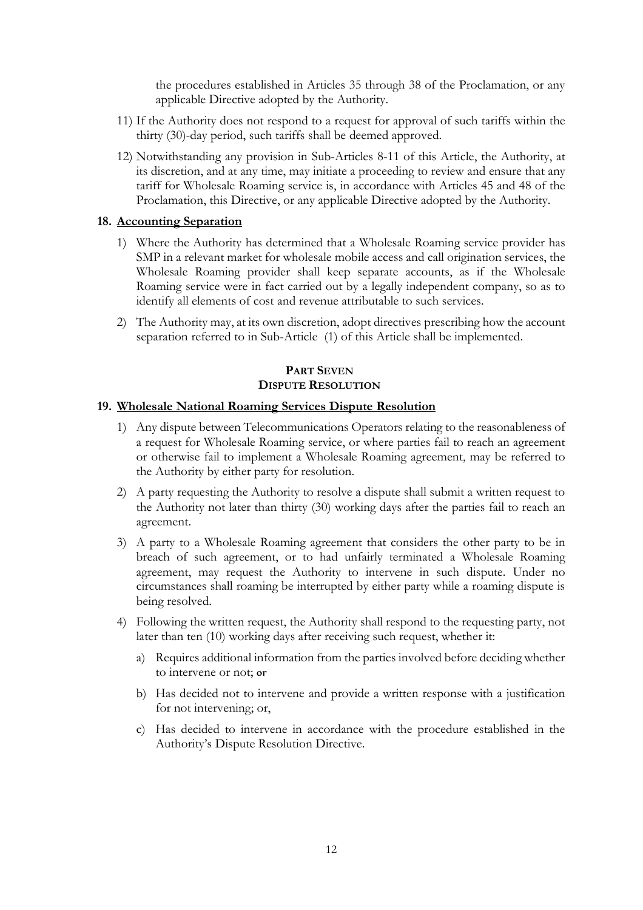the procedures established in Articles 35 through 38 of the Proclamation, or any applicable Directive adopted by the Authority.

11) If the Authority does not respond to a request for approval of such tariffs within the thirty (30)-day period, such tariffs shall be deemed approved.

12) Notwithstanding any provision in Sub-Articles 8-11 of this Article, the Authority, at its discretion, and at any time, may initiate a proceeding to review and ensure that any tariff for Wholesale Roaming service is, in accordance with Articles 45 and 48 of the Proclamation, this Directive, or any applicable Directive adopted by the Authority.

### 18. Accounting Separation

1) Where the Authority has determined that a Wholesale Roaming service provider has SMP in a relevant market for wholesale mobile access and call origination services, the Wholesale Roaming provider shall keep separate accounts, as if the Wholesale Roaming service were in fact carried out by a legally independent company, so as to identify all elements of cost and revenue attributable to such services.

2) The Authority may, at its own discretion, adopt directives prescribing how the account separation referred to in Sub-Article (1) of this Article shall be implemented.

## PART SEVEN
## DISPUTE RESOLUTION

### 19. Wholesale National Roaming Services Dispute Resolution

1) Any dispute between Telecommunications Operators relating to the reasonableness of a request for Wholesale Roaming service, or where parties fail to reach an agreement or otherwise fail to implement a Wholesale Roaming agreement, may be referred to the Authority by either party for resolution.

2) A party requesting the Authority to resolve a dispute shall submit a written request to the Authority not later than thirty (30) working days after the parties fail to reach an agreement.

3) A party to a Wholesale Roaming agreement that considers the other party to be in breach of such agreement, or to had unfairly terminated a Wholesale Roaming agreement, may request the Authority to intervene in such dispute. Under no circumstances shall roaming be interrupted by either party while a roaming dispute is being resolved.

4) Following the written request, the Authority shall respond to the requesting party, not later than ten (10) working days after receiving such request, whether it:

   a) Requires additional information from the parties involved before deciding whether to intervene or not; or

   b) Has decided not to intervene and provide a written response with a justification for not intervening; or,

   c) Has decided to intervene in accordance with the procedure established in the Authority's Dispute Resolution Directive.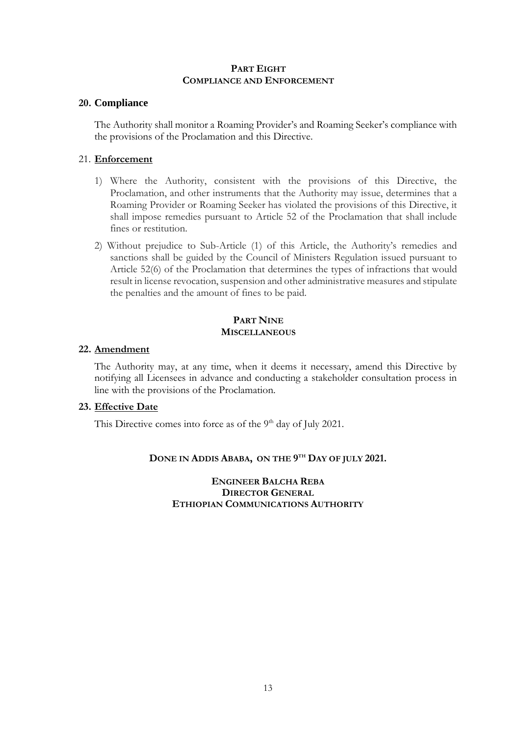## PART EIGHT
## COMPLIANCE AND ENFORCEMENT

### 20. Compliance

The Authority shall monitor a Roaming Provider's and Roaming Seeker's compliance with the provisions of the Proclamation and this Directive.

### 21. Enforcement

1) Where the Authority, consistent with the provisions of this Directive, the Proclamation, and other instruments that the Authority may issue, determines that a Roaming Provider or Roaming Seeker has violated the provisions of this Directive, it shall impose remedies pursuant to Article 52 of the Proclamation that shall include fines or restitution.

2) Without prejudice to Sub-Article (1) of this Article, the Authority's remedies and sanctions shall be guided by the Council of Ministers Regulation issued pursuant to Article 52(6) of the Proclamation that determines the types of infractions that would result in license revocation, suspension and other administrative measures and stipulate the penalties and the amount of fines to be paid.

## PART NINE
## MISCELLANEOUS

### 22. Amendment

The Authority may, at any time, when it deems it necessary, amend this Directive by notifying all Licensees in advance and conducting a stakeholder consultation process in line with the provisions of the Proclamation.

### 23. Effective Date

This Directive comes into force as of the 9th day of July 2021.

**DONE IN ADDIS ABABA, ON THE 9TH DAY OF JULY 2021.**

**ENGINEER BALCHA REBA**
**DIRECTOR GENERAL**
**ETHIOPIAN COMMUNICATIONS AUTHORITY**